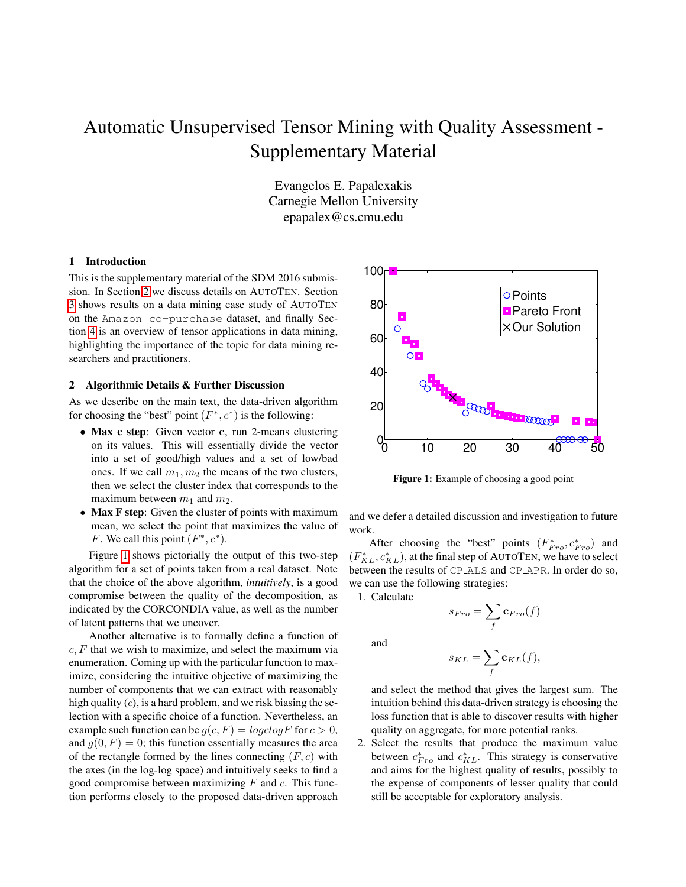# Automatic Unsupervised Tensor Mining with Quality Assessment - Supplementary Material

Evangelos E. Papalexakis
Carnegie Mellon University
epapalex@cs.cmu.edu

## 1 Introduction

This is the supplementary material of the SDM 2016 submission. In Section 2 we discuss details on AUTOTEN. Section 3 shows results on a data mining case study of AUTOTEN on the `Amazon co-purchase` dataset, and finally Section 4 is an overview of tensor applications in data mining, highlighting the importance of the topic for data mining researchers and practitioners.

## 2 Algorithmic Details & Further Discussion

As we describe on the main text, the data-driven algorithm for choosing the "best" point $(F^*, c^*)$ is the following:

- **Max c step**: Given vector $\mathbf{c}$, run 2-means clustering on its values. This will essentially divide the vector into a set of good/high values and a set of low/bad ones. If we call $m_1, m_2$ the means of the two clusters, then we select the cluster index that corresponds to the maximum between $m_1$ and $m_2$.
- **Max F step**: Given the cluster of points with maximum mean, we select the point that maximizes the value of $F$. We call this point $(F^*, c^*)$.

Figure 1 shows pictorially the output of this two-step algorithm for a set of points taken from a real dataset. Note that the choice of the above algorithm, *intuitively*, is a good compromise between the quality of the decomposition, as indicated by the CORCONDIA value, as well as the number of latent patterns that we uncover.

Another alternative is to formally define a function of $c, F$ that we wish to maximize, and select the maximum via enumeration. Coming up with the particular function to maximize, considering the intuitive objective of maximizing the number of components that we can extract with reasonably high quality ($c$), is a hard problem, and we risk biasing the selection with a specific choice of a function. Nevertheless, an example such function can be $g(c, F) = logclogF$ for $c > 0$, and $g(0, F) = 0$; this function essentially measures the area of the rectangle formed by the lines connecting $(F, c)$ with the axes (in the log-log space) and intuitively seeks to find a good compromise between maximizing $F$ and $c$. This function performs closely to the proposed data-driven approach and we defer a detailed discussion and investigation to future work.

**Figure 1:** Example of choosing a good point

After choosing the "best" points $(F^*_{Fro}, c^*_{Fro})$ and $(F^*_{KL}, c^*_{KL})$, at the final step of AUTOTEN, we have to select between the results of `CP_ALS` and `CP_APR`. In order do so, we can use the following strategies:

1. Calculate
$$s_{Fro} = \sum_f \mathbf{c}_{Fro}(f)$$
and
$$s_{KL} = \sum_f \mathbf{c}_{KL}(f),$$
and select the method that gives the largest sum. The intuition behind this data-driven strategy is choosing the loss function that is able to discover results with higher quality on aggregate, for more potential ranks.
2. Select the results that produce the maximum value between $c^*_{Fro}$ and $c^*_{KL}$. This strategy is conservative and aims for the highest quality of results, possibly to the expense of components of lesser quality that could still be acceptable for exploratory analysis.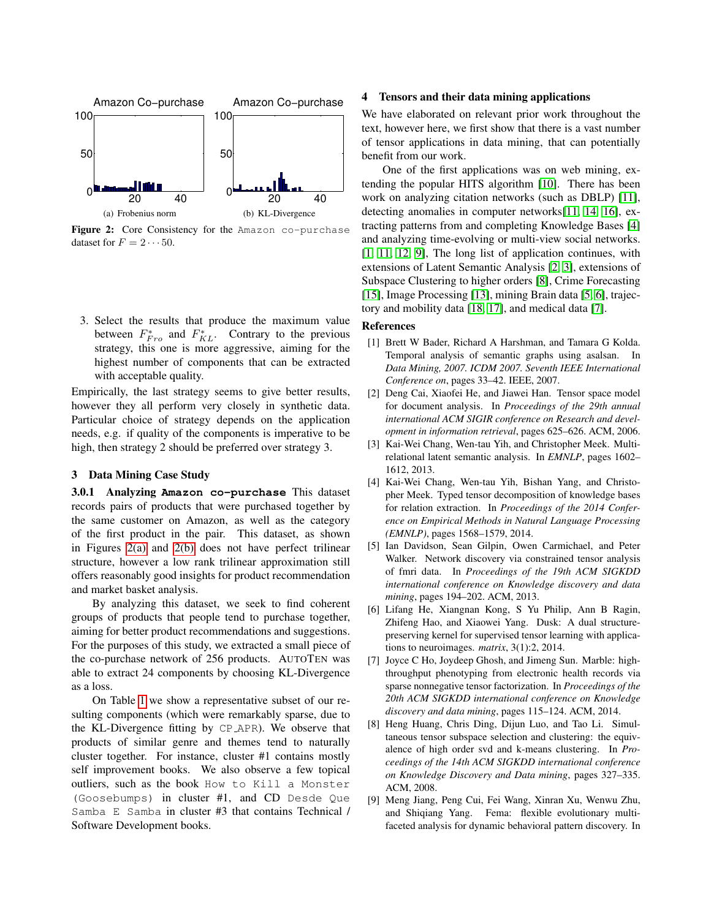Figure 2: Core Consistency for the Amazon co-purchase dataset for $F = 2 \cdots 50$.

(a) Frobenius norm

(b) KL-Divergence

3. Select the results that produce the maximum value between $F^*_{Fro}$ and $F^*_{KL}$. Contrary to the previous strategy, this one is more aggressive, aiming for the highest number of components that can be extracted with acceptable quality.

Empirically, the last strategy seems to give better results, however they all perform very closely in synthetic data. Particular choice of strategy depends on the application needs, e.g. if quality of the components is imperative to be high, then strategy 2 should be preferred over strategy 3.

## 3 Data Mining Case Study

### 3.0.1 Analyzing Amazon co-purchase

This dataset records pairs of products that were purchased together by the same customer on Amazon, as well as the category of the first product in the pair. This dataset, as shown in Figures 2(a) and 2(b) does not have perfect trilinear structure, however a low rank trilinear approximation still offers reasonably good insights for product recommendation and market basket analysis.

By analyzing this dataset, we seek to find coherent groups of products that people tend to purchase together, aiming for better product recommendations and suggestions. For the purposes of this study, we extracted a small piece of the co-purchase network of 256 products. AutoTen was able to extract 24 components by choosing KL-Divergence as a loss.

On Table 1 we show a representative subset of our resulting components (which were remarkably sparse, due to the KL-Divergence fitting by CP_APR). We observe that products of similar genre and themes tend to naturally cluster together. For instance, cluster #1 contains mostly self improvement books. We also observe a few topical outliers, such as the book How to Kill a Monster (Goosebumps) in cluster #1, and CD Desde Que Samba E Samba in cluster #3 that contains Technical / Software Development books.

## 4 Tensors and their data mining applications

We have elaborated on relevant prior work throughout the text, however here, we first show that there is a vast number of tensor applications in data mining, that can potentially benefit from our work.

One of the first applications was on web mining, extending the popular HITS algorithm [10]. There has been work on analyzing citation networks (such as DBLP) [11], detecting anomalies in computer networks[11, 14, 16], extracting patterns from and completing Knowledge Bases [4] and analyzing time-evolving or multi-view social networks. [1, 11, 12, 9], The long list of application continues, with extensions of Latent Semantic Analysis [2, 3], extensions of Subspace Clustering to higher orders [8], Crime Forecasting [15], Image Processing [13], mining Brain data [5, 6], trajectory and mobility data [18, 17], and medical data [7].

## References

[1] Brett W Bader, Richard A Harshman, and Tamara G Kolda. Temporal analysis of semantic graphs using asalsan. In *Data Mining, 2007. ICDM 2007. Seventh IEEE International Conference on*, pages 33–42. IEEE, 2007.

[2] Deng Cai, Xiaofei He, and Jiawei Han. Tensor space model for document analysis. In *Proceedings of the 29th annual international ACM SIGIR conference on Research and development in information retrieval*, pages 625–626. ACM, 2006.

[3] Kai-Wei Chang, Wen-tau Yih, and Christopher Meek. Multi-relational latent semantic analysis. In *EMNLP*, pages 1602–1612, 2013.

[4] Kai-Wei Chang, Wen-tau Yih, Bishan Yang, and Christopher Meek. Typed tensor decomposition of knowledge bases for relation extraction. In *Proceedings of the 2014 Conference on Empirical Methods in Natural Language Processing (EMNLP)*, pages 1568–1579, 2014.

[5] Ian Davidson, Sean Gilpin, Owen Carmichael, and Peter Walker. Network discovery via constrained tensor analysis of fmri data. In *Proceedings of the 19th ACM SIGKDD international conference on Knowledge discovery and data mining*, pages 194–202. ACM, 2013.

[6] Lifang He, Xiangnan Kong, S Yu Philip, Ann B Ragin, Zhifeng Hao, and Xiaowei Yang. Dusk: A dual structure-preserving kernel for supervised tensor learning with applications to neuroimages. *matrix*, 3(1):2, 2014.

[7] Joyce C Ho, Joydeep Ghosh, and Jimeng Sun. Marble: high-throughput phenotyping from electronic health records via sparse nonnegative tensor factorization. In *Proceedings of the 20th ACM SIGKDD international conference on Knowledge discovery and data mining*, pages 115–124. ACM, 2014.

[8] Heng Huang, Chris Ding, Dijun Luo, and Tao Li. Simultaneous tensor subspace selection and clustering: the equivalence of high order svd and k-means clustering. In *Proceedings of the 14th ACM SIGKDD international conference on Knowledge Discovery and Data mining*, pages 327–335. ACM, 2008.

[9] Meng Jiang, Peng Cui, Fei Wang, Xinran Xu, Wenwu Zhu, and Shiqiang Yang. Fema: flexible evolutionary multi-faceted analysis for dynamic behavioral pattern discovery. In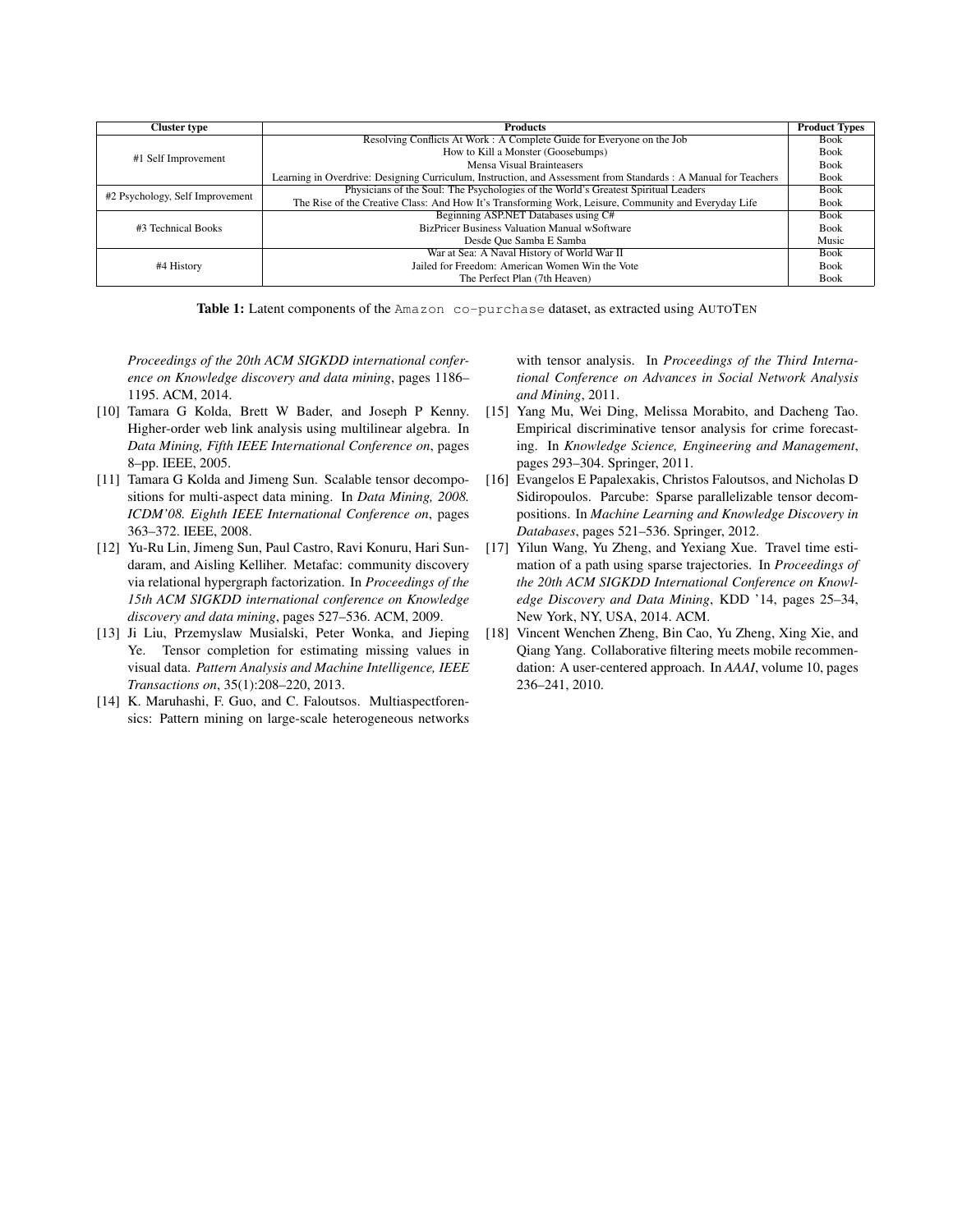| Cluster type | Products | Product Types |
|---|---|---|
| #1 Self Improvement | Resolving Conflicts At Work : A Complete Guide for Everyone on the Job | Book |
| | How to Kill a Monster (Goosebumps) | Book |
| | Mensa Visual Brainteasers | Book |
| | Learning in Overdrive: Designing Curriculum, Instruction, and Assessment from Standards : A Manual for Teachers | Book |
| #2 Psychology, Self Improvement | Physicians of the Soul: The Psychologies of the World's Greatest Spiritual Leaders | Book |
| | The Rise of the Creative Class: And How It's Transforming Work, Leisure, Community and Everyday Life | Book |
| #3 Technical Books | Beginning ASP.NET Databases using C# | Book |
| | BizPricer Business Valuation Manual wSoftware | Book |
| | Desde Que Samba E Samba | Music |
| #4 History | War at Sea: A Naval History of World War II | Book |
| | Jailed for Freedom: American Women Win the Vote | Book |
| | The Perfect Plan (7th Heaven) | Book |

**Table 1:** Latent components of the `Amazon co-purchase` dataset, as extracted using AUTOTEN

*Proceedings of the 20th ACM SIGKDD international conference on Knowledge discovery and data mining*, pages 1186–1195. ACM, 2014.

[10] Tamara G Kolda, Brett W Bader, and Joseph P Kenny. Higher-order web link analysis using multilinear algebra. In *Data Mining, Fifth IEEE International Conference on*, pages 8–pp. IEEE, 2005.

[11] Tamara G Kolda and Jimeng Sun. Scalable tensor decompositions for multi-aspect data mining. In *Data Mining, 2008. ICDM'08. Eighth IEEE International Conference on*, pages 363–372. IEEE, 2008.

[12] Yu-Ru Lin, Jimeng Sun, Paul Castro, Ravi Konuru, Hari Sundaram, and Aisling Kelliher. Metafac: community discovery via relational hypergraph factorization. In *Proceedings of the 15th ACM SIGKDD international conference on Knowledge discovery and data mining*, pages 527–536. ACM, 2009.

[13] Ji Liu, Przemyslaw Musialski, Peter Wonka, and Jieping Ye. Tensor completion for estimating missing values in visual data. *Pattern Analysis and Machine Intelligence, IEEE Transactions on*, 35(1):208–220, 2013.

[14] K. Maruhashi, F. Guo, and C. Faloutsos. Multiaspectforensics: Pattern mining on large-scale heterogeneous networks with tensor analysis. In *Proceedings of the Third International Conference on Advances in Social Network Analysis and Mining*, 2011.

[15] Yang Mu, Wei Ding, Melissa Morabito, and Dacheng Tao. Empirical discriminative tensor analysis for crime forecasting. In *Knowledge Science, Engineering and Management*, pages 293–304. Springer, 2011.

[16] Evangelos E Papalexakis, Christos Faloutsos, and Nicholas D Sidiropoulos. Parcube: Sparse parallelizable tensor decompositions. In *Machine Learning and Knowledge Discovery in Databases*, pages 521–536. Springer, 2012.

[17] Yilun Wang, Yu Zheng, and Yexiang Xue. Travel time estimation of a path using sparse trajectories. In *Proceedings of the 20th ACM SIGKDD International Conference on Knowledge Discovery and Data Mining*, KDD '14, pages 25–34, New York, NY, USA, 2014. ACM.

[18] Vincent Wenchen Zheng, Bin Cao, Yu Zheng, Xing Xie, and Qiang Yang. Collaborative filtering meets mobile recommendation: A user-centered approach. In *AAAI*, volume 10, pages 236–241, 2010.